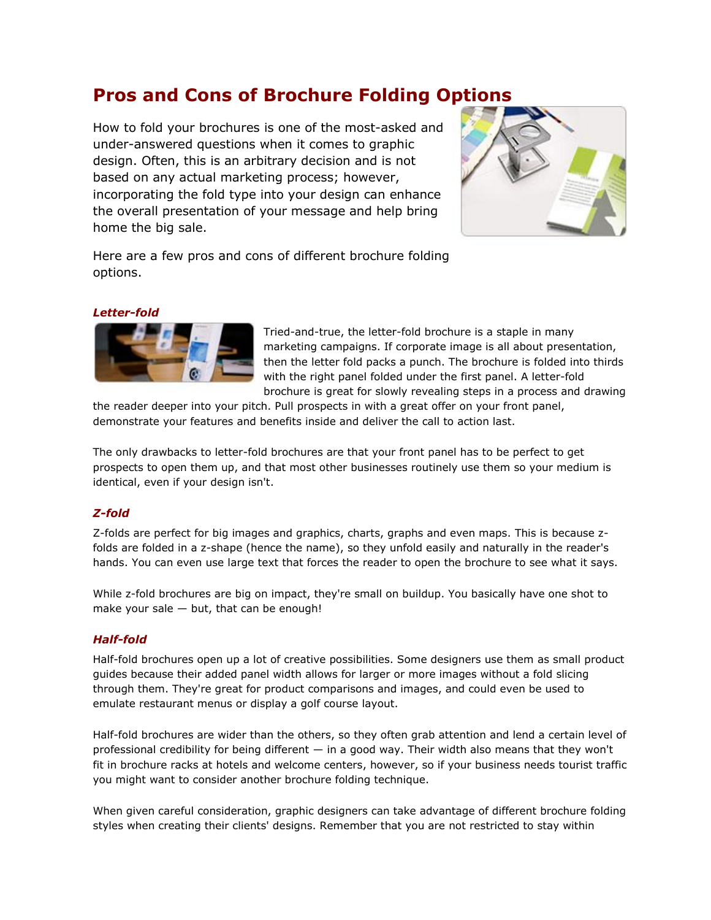# Pros and Cons of Brochure Folding Options

How to fold your brochures is one of the most-asked and under-answered questions when it comes to graphic design. Often, this is an arbitrary decision and is not based on any actual marketing process; however, incorporating the fold type into your design can enhance the overall presentation of your message and help bring home the big sale.

Here are a few pros and cons of different brochure folding options.

### *Letter-fold*

Tried-and-true, the letter-fold brochure is a staple in many marketing campaigns. If corporate image is all about presentation, then the letter fold packs a punch. The brochure is folded into thirds with the right panel folded under the first panel. A letter-fold brochure is great for slowly revealing steps in a process and drawing the reader deeper into your pitch. Pull prospects in with a great offer on your front panel, demonstrate your features and benefits inside and deliver the call to action last.

The only drawbacks to letter-fold brochures are that your front panel has to be perfect to get prospects to open them up, and that most other businesses routinely use them so your medium is identical, even if your design isn't.

### *Z-fold*

Z-folds are perfect for big images and graphics, charts, graphs and even maps. This is because z-folds are folded in a z-shape (hence the name), so they unfold easily and naturally in the reader's hands. You can even use large text that forces the reader to open the brochure to see what it says.

While z-fold brochures are big on impact, they're small on buildup. You basically have one shot to make your sale — but, that can be enough!

### *Half-fold*

Half-fold brochures open up a lot of creative possibilities. Some designers use them as small product guides because their added panel width allows for larger or more images without a fold slicing through them. They're great for product comparisons and images, and could even be used to emulate restaurant menus or display a golf course layout.

Half-fold brochures are wider than the others, so they often grab attention and lend a certain level of professional credibility for being different — in a good way. Their width also means that they won't fit in brochure racks at hotels and welcome centers, however, so if your business needs tourist traffic you might want to consider another brochure folding technique.

When given careful consideration, graphic designers can take advantage of different brochure folding styles when creating their clients' designs. Remember that you are not restricted to stay within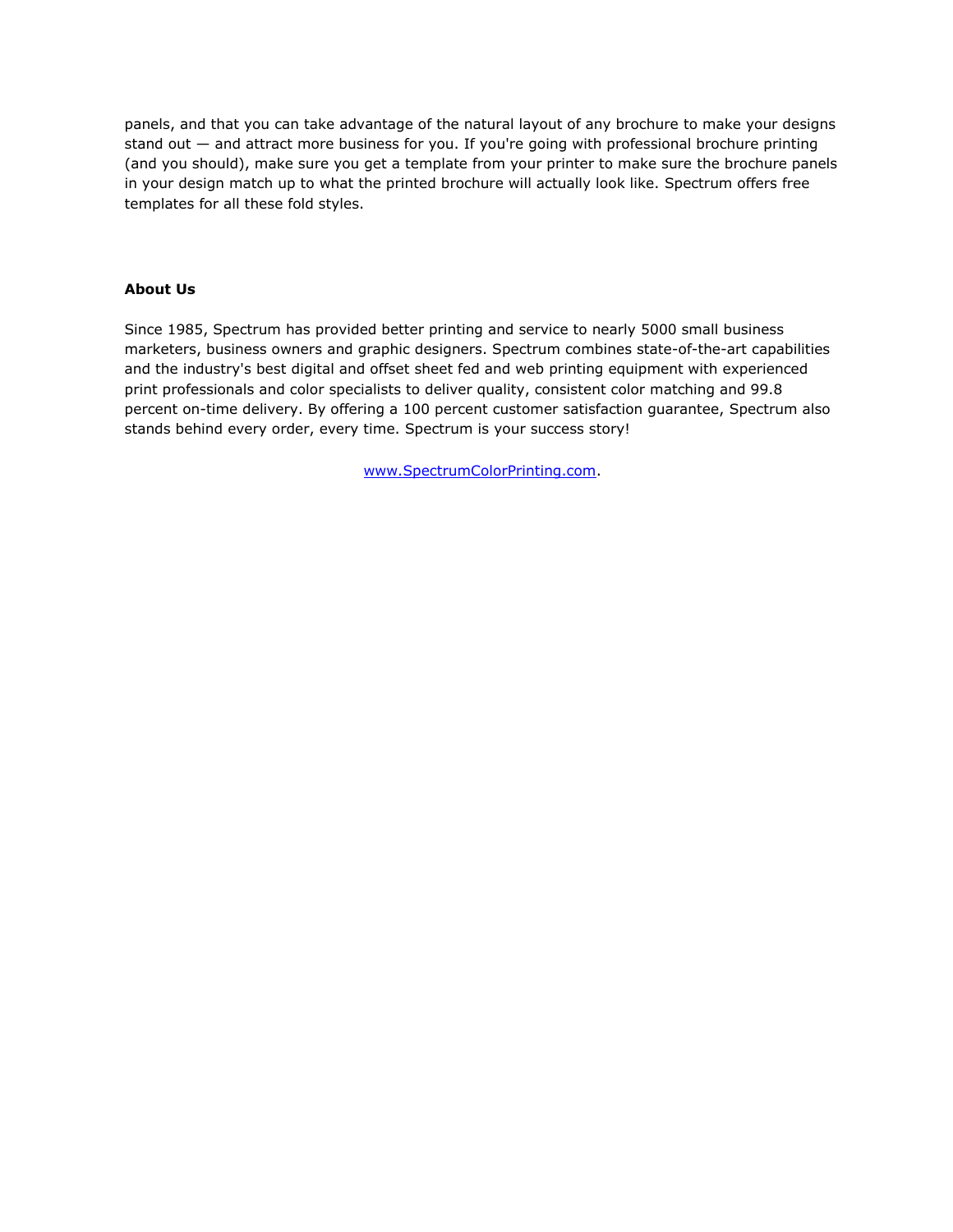panels, and that you can take advantage of the natural layout of any brochure to make your designs stand out — and attract more business for you. If you're going with professional brochure printing (and you should), make sure you get a template from your printer to make sure the brochure panels in your design match up to what the printed brochure will actually look like. Spectrum offers free templates for all these fold styles.

**About Us**

Since 1985, Spectrum has provided better printing and service to nearly 5000 small business marketers, business owners and graphic designers. Spectrum combines state-of-the-art capabilities and the industry's best digital and offset sheet fed and web printing equipment with experienced print professionals and color specialists to deliver quality, consistent color matching and 99.8 percent on-time delivery. By offering a 100 percent customer satisfaction guarantee, Spectrum also stands behind every order, every time. Spectrum is your success story!

[www.SpectrumColorPrinting.com](http://www.SpectrumColorPrinting.com).